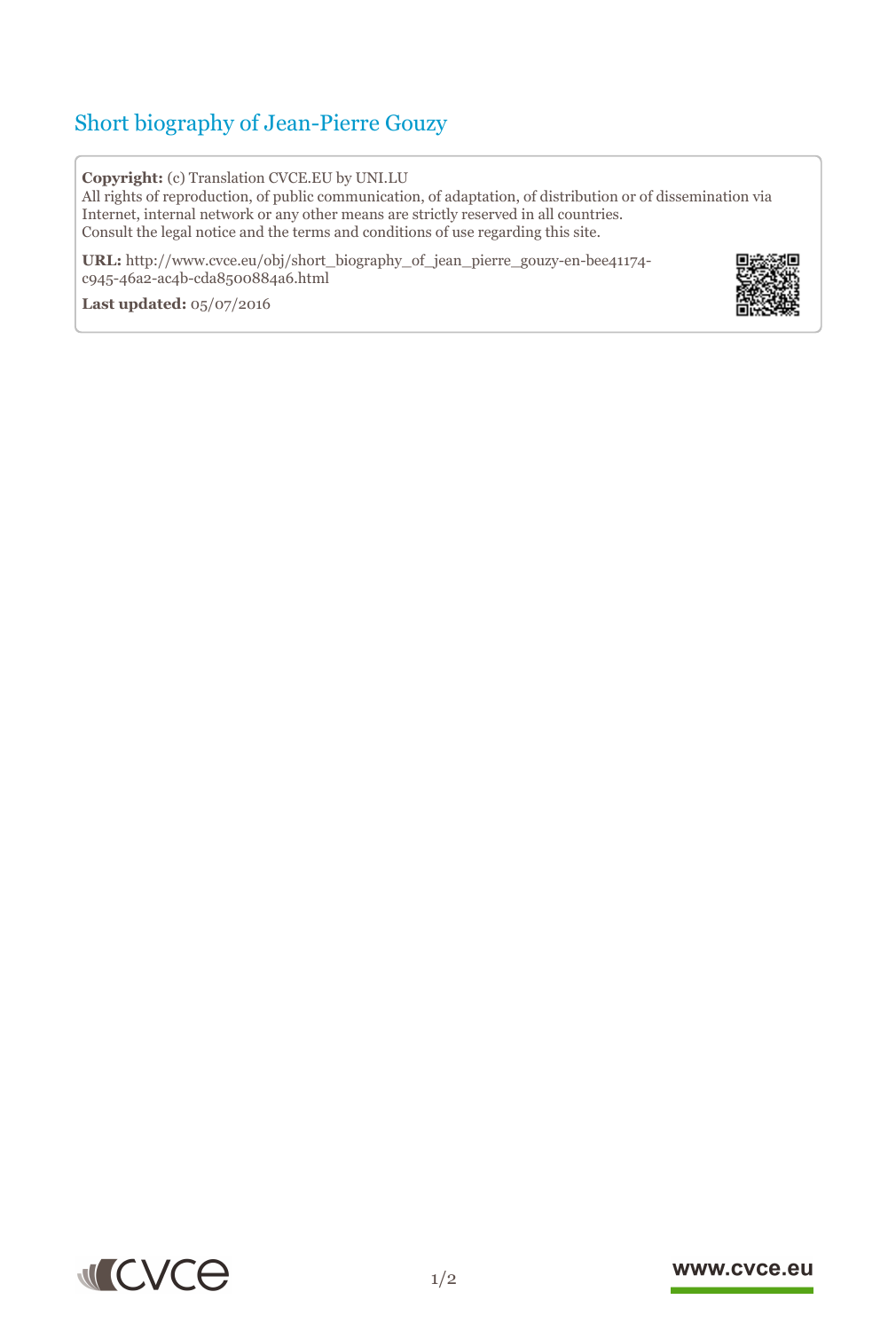# Short biography of Jean-Pierre Gouzy

**Copyright:** (c) Translation CVCE.EU by UNI.LU

All rights of reproduction, of public communication, of adaptation, of distribution or of dissemination via Internet, internal network or any other means are strictly reserved in all countries.

Consult the legal notice and the terms and conditions of use regarding this site.

**URL:** http://www.cvce.eu/obj/short_biography_of_jean_pierre_gouzy-en-bee41174-c945-46a2-ac4b-cda8500884a6.html

**Last updated:** 05/07/2016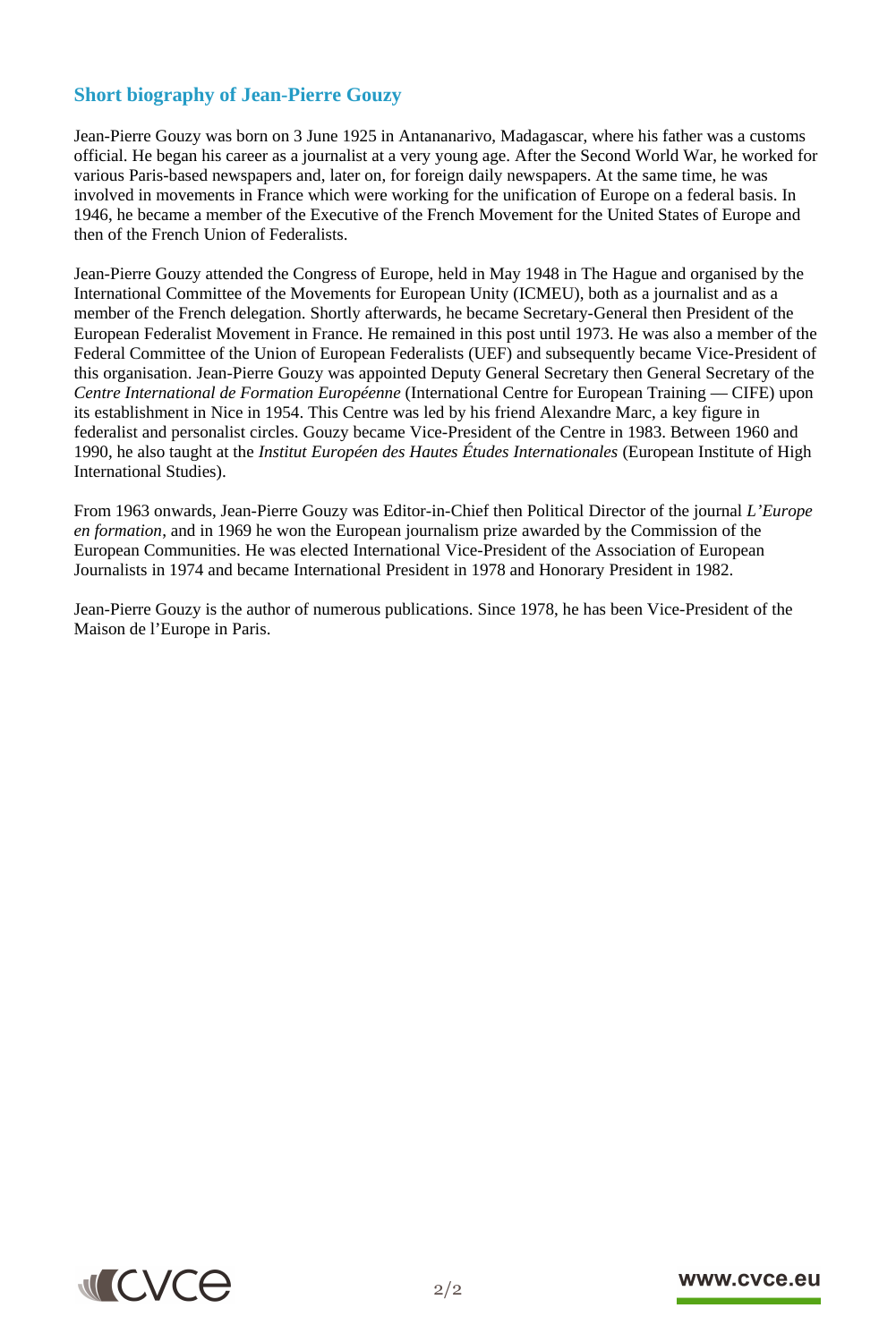## Short biography of Jean-Pierre Gouzy

Jean-Pierre Gouzy was born on 3 June 1925 in Antananarivo, Madagascar, where his father was a customs official. He began his career as a journalist at a very young age. After the Second World War, he worked for various Paris-based newspapers and, later on, for foreign daily newspapers. At the same time, he was involved in movements in France which were working for the unification of Europe on a federal basis. In 1946, he became a member of the Executive of the French Movement for the United States of Europe and then of the French Union of Federalists.

Jean-Pierre Gouzy attended the Congress of Europe, held in May 1948 in The Hague and organised by the International Committee of the Movements for European Unity (ICMEU), both as a journalist and as a member of the French delegation. Shortly afterwards, he became Secretary-General then President of the European Federalist Movement in France. He remained in this post until 1973. He was also a member of the Federal Committee of the Union of European Federalists (UEF) and subsequently became Vice-President of this organisation. Jean-Pierre Gouzy was appointed Deputy General Secretary then General Secretary of the *Centre International de Formation Européenne* (International Centre for European Training — CIFE) upon its establishment in Nice in 1954. This Centre was led by his friend Alexandre Marc, a key figure in federalist and personalist circles. Gouzy became Vice-President of the Centre in 1983. Between 1960 and 1990, he also taught at the *Institut Européen des Hautes Études Internationales* (European Institute of High International Studies).

From 1963 onwards, Jean-Pierre Gouzy was Editor-in-Chief then Political Director of the journal *L'Europe en formation*, and in 1969 he won the European journalism prize awarded by the Commission of the European Communities. He was elected International Vice-President of the Association of European Journalists in 1974 and became International President in 1978 and Honorary President in 1982.

Jean-Pierre Gouzy is the author of numerous publications. Since 1978, he has been Vice-President of the Maison de l'Europe in Paris.